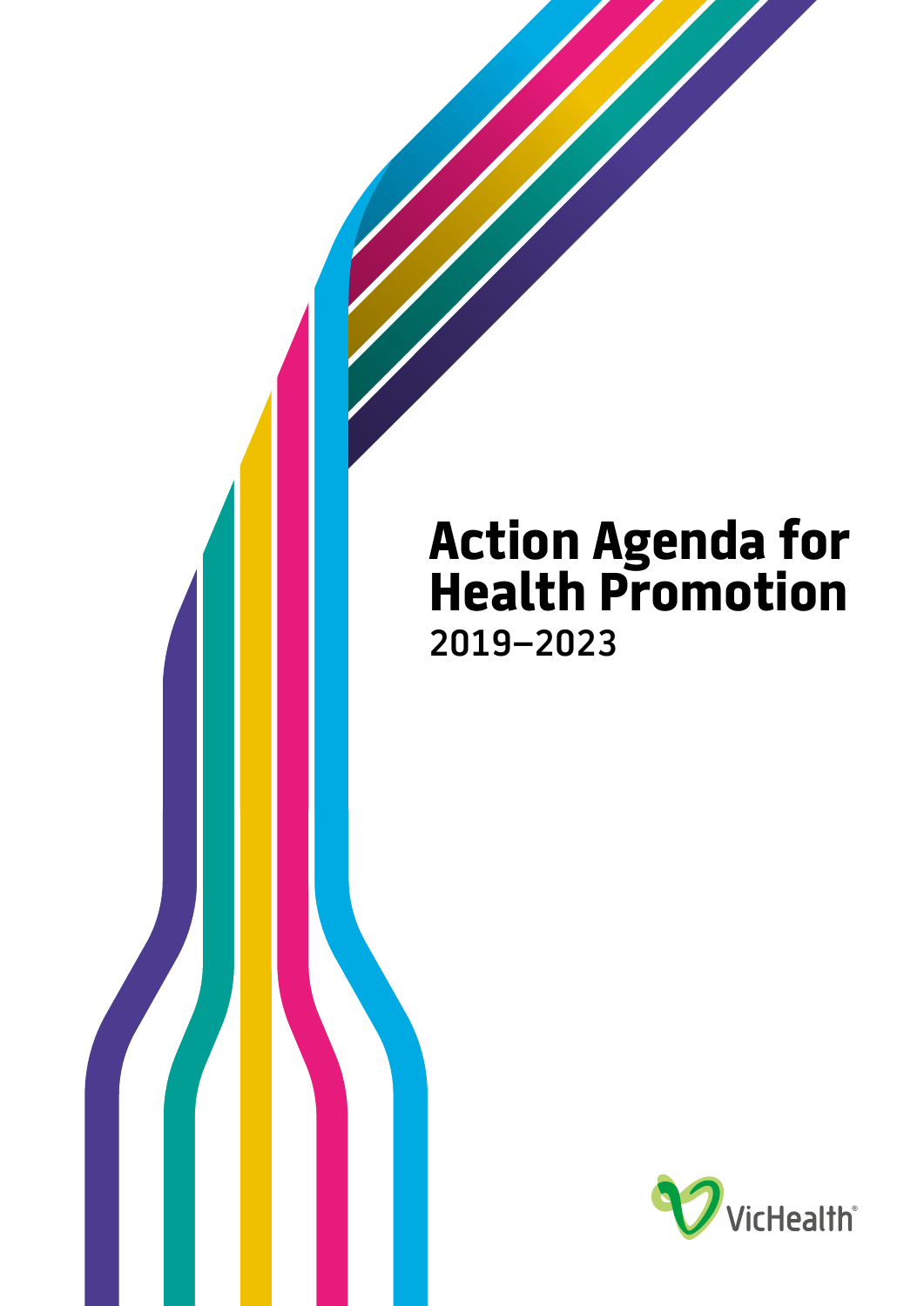# Action Agenda for Health Promotion

2019–2023

VicHealth®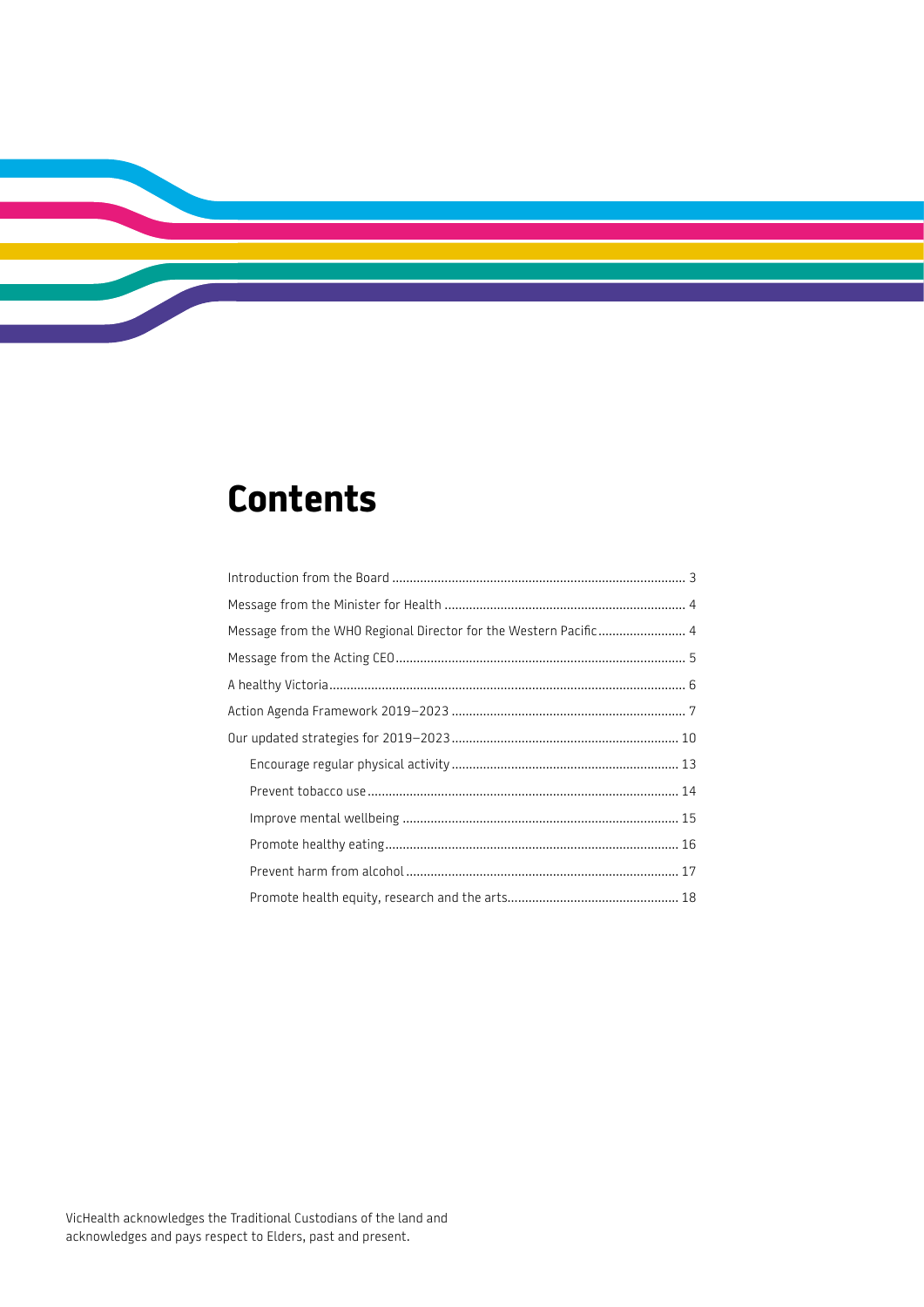# Contents

Introduction from the Board ........ 3

Message from the Minister for Health ........ 4

Message from the WHO Regional Director for the Western Pacific ........ 4

Message from the Acting CEO ........ 5

A healthy Victoria ........ 6

Action Agenda Framework 2019–2023 ........ 7

Our updated strategies for 2019–2023 ........ 10

- Encourage regular physical activity ........ 13
- Prevent tobacco use ........ 14
- Improve mental wellbeing ........ 15
- Promote healthy eating ........ 16
- Prevent harm from alcohol ........ 17
- Promote health equity, research and the arts ........ 18

VicHealth acknowledges the Traditional Custodians of the land and acknowledges and pays respect to Elders, past and present.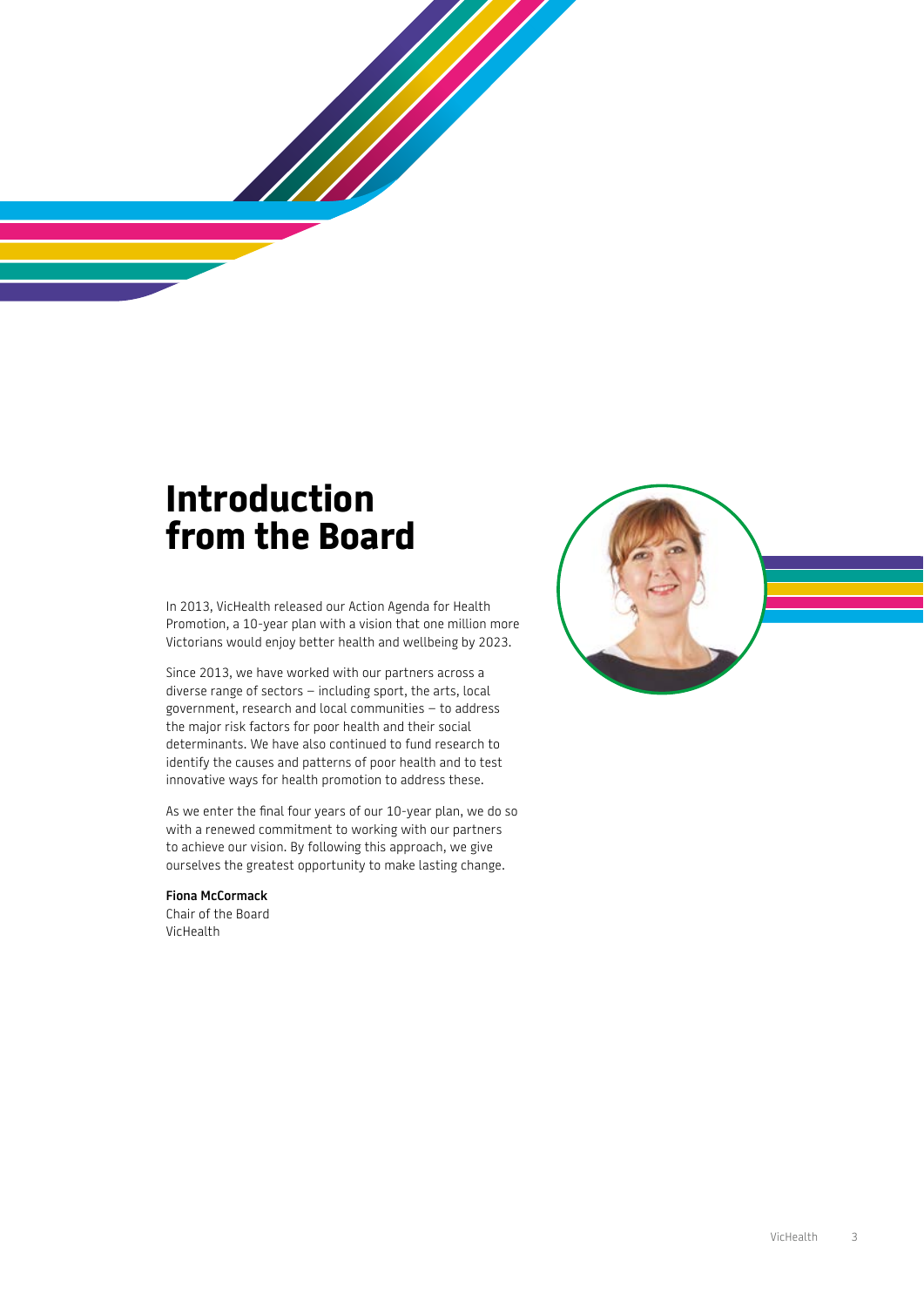# Introduction from the Board

In 2013, VicHealth released our Action Agenda for Health Promotion, a 10-year plan with a vision that one million more Victorians would enjoy better health and wellbeing by 2023.

Since 2013, we have worked with our partners across a diverse range of sectors – including sport, the arts, local government, research and local communities – to address the major risk factors for poor health and their social determinants. We have also continued to fund research to identify the causes and patterns of poor health and to test innovative ways for health promotion to address these.

As we enter the final four years of our 10-year plan, we do so with a renewed commitment to working with our partners to achieve our vision. By following this approach, we give ourselves the greatest opportunity to make lasting change.

**Fiona McCormack**
Chair of the Board
VicHealth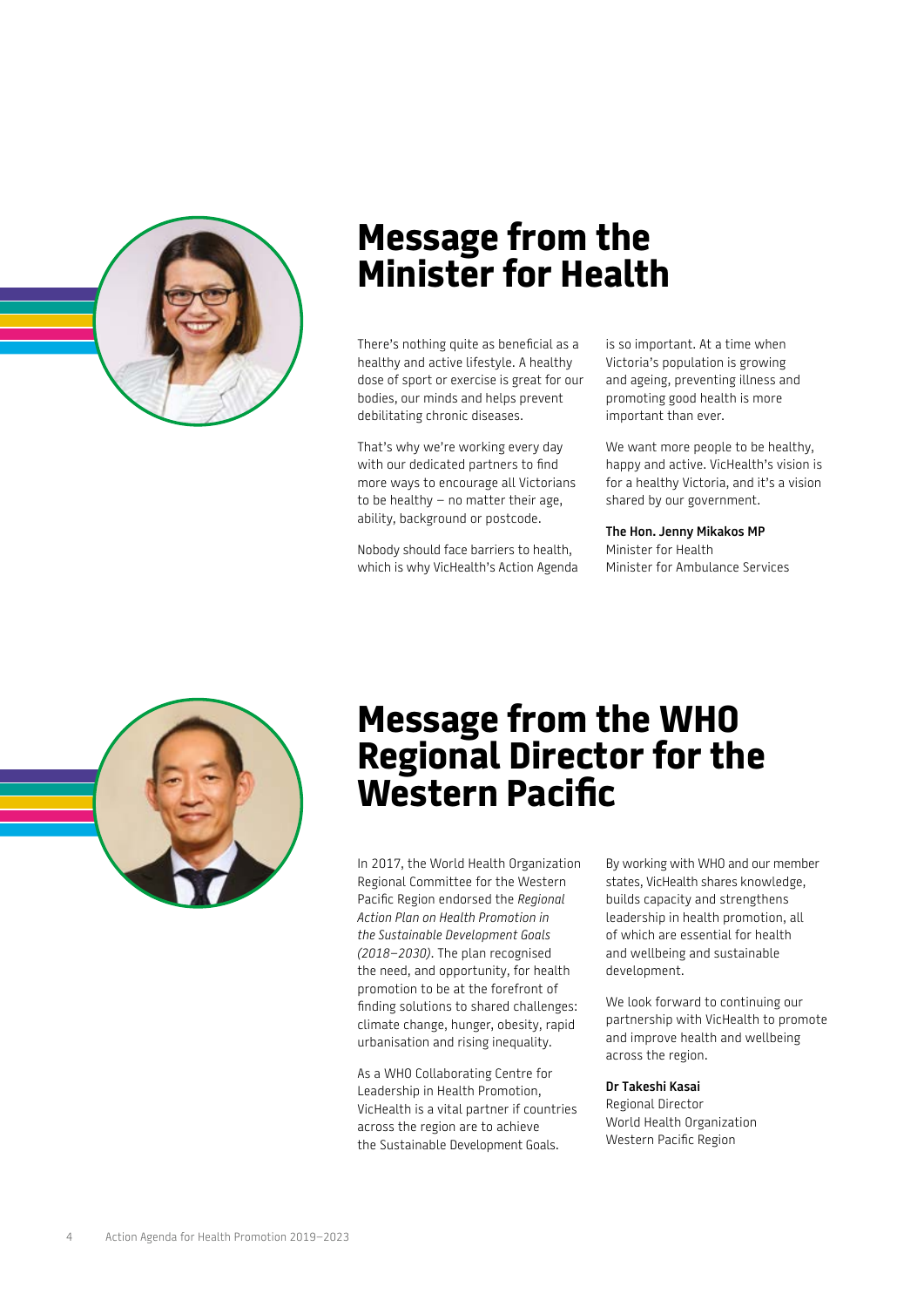# Message from the Minister for Health

There's nothing quite as beneficial as a healthy and active lifestyle. A healthy dose of sport or exercise is great for our bodies, our minds and helps prevent debilitating chronic diseases.

That's why we're working every day with our dedicated partners to find more ways to encourage all Victorians to be healthy – no matter their age, ability, background or postcode.

Nobody should face barriers to health, which is why VicHealth's Action Agenda is so important. At a time when Victoria's population is growing and ageing, preventing illness and promoting good health is more important than ever.

We want more people to be healthy, happy and active. VicHealth's vision is for a healthy Victoria, and it's a vision shared by our government.

**The Hon. Jenny Mikakos MP**
Minister for Health
Minister for Ambulance Services

# Message from the WHO Regional Director for the Western Pacific

In 2017, the World Health Organization Regional Committee for the Western Pacific Region endorsed the *Regional Action Plan on Health Promotion in the Sustainable Development Goals (2018–2030)*. The plan recognised the need, and opportunity, for health promotion to be at the forefront of finding solutions to shared challenges: climate change, hunger, obesity, rapid urbanisation and rising inequality.

As a WHO Collaborating Centre for Leadership in Health Promotion, VicHealth is a vital partner if countries across the region are to achieve the Sustainable Development Goals.

By working with WHO and our member states, VicHealth shares knowledge, builds capacity and strengthens leadership in health promotion, all of which are essential for health and wellbeing and sustainable development.

We look forward to continuing our partnership with VicHealth to promote and improve health and wellbeing across the region.

**Dr Takeshi Kasai**
Regional Director
World Health Organization
Western Pacific Region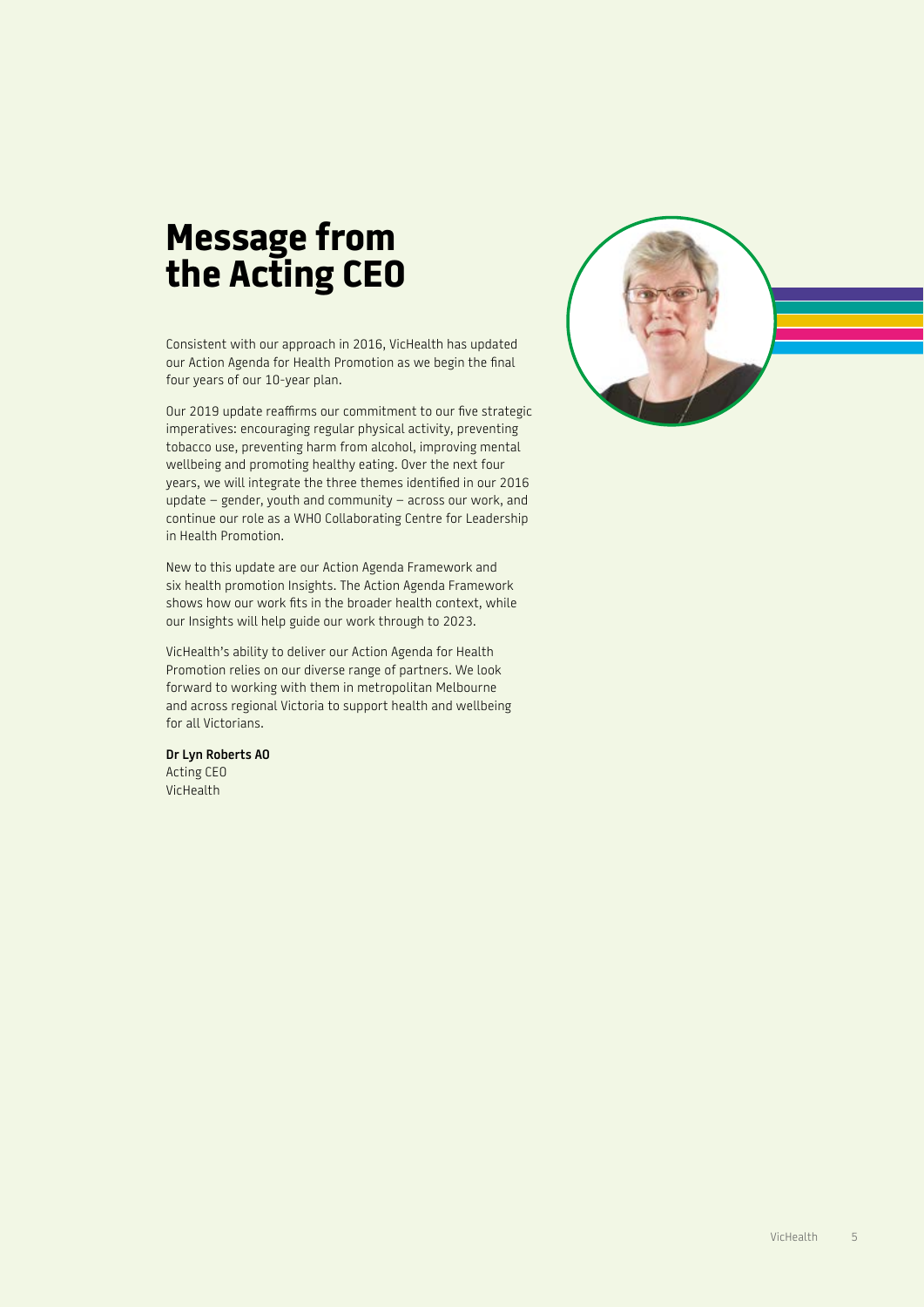# Message from the Acting CEO

Consistent with our approach in 2016, VicHealth has updated our Action Agenda for Health Promotion as we begin the final four years of our 10-year plan.

Our 2019 update reaffirms our commitment to our five strategic imperatives: encouraging regular physical activity, preventing tobacco use, preventing harm from alcohol, improving mental wellbeing and promoting healthy eating. Over the next four years, we will integrate the three themes identified in our 2016 update – gender, youth and community – across our work, and continue our role as a WHO Collaborating Centre for Leadership in Health Promotion.

New to this update are our Action Agenda Framework and six health promotion Insights. The Action Agenda Framework shows how our work fits in the broader health context, while our Insights will help guide our work through to 2023.

VicHealth's ability to deliver our Action Agenda for Health Promotion relies on our diverse range of partners. We look forward to working with them in metropolitan Melbourne and across regional Victoria to support health and wellbeing for all Victorians.

**Dr Lyn Roberts AO**
Acting CEO
VicHealth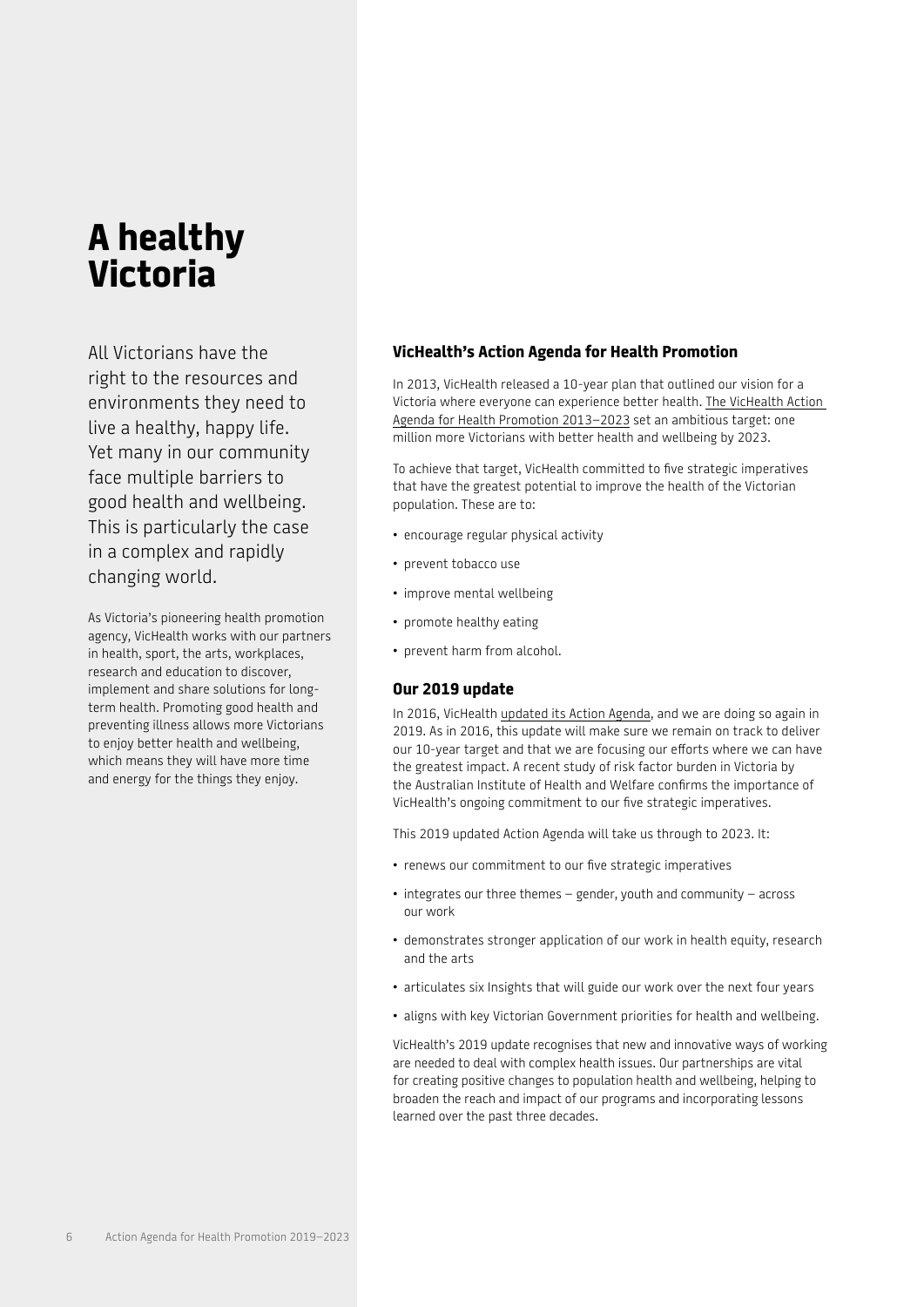# A healthy Victoria

All Victorians have the right to the resources and environments they need to live a healthy, happy life. Yet many in our community face multiple barriers to good health and wellbeing. This is particularly the case in a complex and rapidly changing world.

As Victoria's pioneering health promotion agency, VicHealth works with our partners in health, sport, the arts, workplaces, research and education to discover, implement and share solutions for long-term health. Promoting good health and preventing illness allows more Victorians to enjoy better health and wellbeing, which means they will have more time and energy for the things they enjoy.

### VicHealth's Action Agenda for Health Promotion

In 2013, VicHealth released a 10-year plan that outlined our vision for a Victoria where everyone can experience better health. The VicHealth Action Agenda for Health Promotion 2013–2023 set an ambitious target: one million more Victorians with better health and wellbeing by 2023.

To achieve that target, VicHealth committed to five strategic imperatives that have the greatest potential to improve the health of the Victorian population. These are to:

- encourage regular physical activity
- prevent tobacco use
- improve mental wellbeing
- promote healthy eating
- prevent harm from alcohol.

### Our 2019 update

In 2016, VicHealth updated its Action Agenda, and we are doing so again in 2019. As in 2016, this update will make sure we remain on track to deliver our 10-year target and that we are focusing our efforts where we can have the greatest impact. A recent study of risk factor burden in Victoria by the Australian Institute of Health and Welfare confirms the importance of VicHealth's ongoing commitment to our five strategic imperatives.

This 2019 updated Action Agenda will take us through to 2023. It:

- renews our commitment to our five strategic imperatives
- integrates our three themes – gender, youth and community – across our work
- demonstrates stronger application of our work in health equity, research and the arts
- articulates six Insights that will guide our work over the next four years
- aligns with key Victorian Government priorities for health and wellbeing.

VicHealth's 2019 update recognises that new and innovative ways of working are needed to deal with complex health issues. Our partnerships are vital for creating positive changes to population health and wellbeing, helping to broaden the reach and impact of our programs and incorporating lessons learned over the past three decades.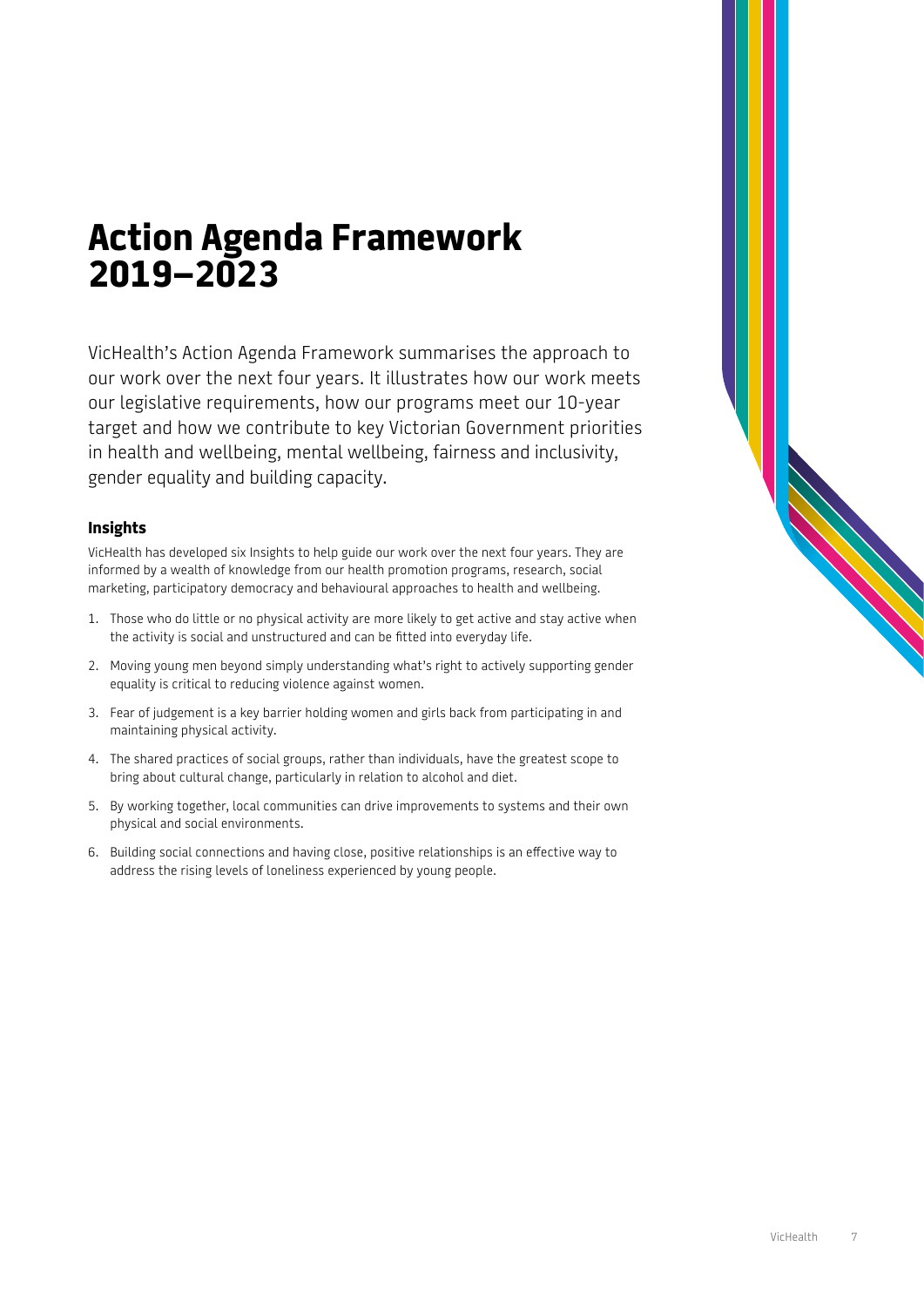# Action Agenda Framework 2019–2023

VicHealth's Action Agenda Framework summarises the approach to our work over the next four years. It illustrates how our work meets our legislative requirements, how our programs meet our 10-year target and how we contribute to key Victorian Government priorities in health and wellbeing, mental wellbeing, fairness and inclusivity, gender equality and building capacity.

## Insights

VicHealth has developed six Insights to help guide our work over the next four years. They are informed by a wealth of knowledge from our health promotion programs, research, social marketing, participatory democracy and behavioural approaches to health and wellbeing.

1. Those who do little or no physical activity are more likely to get active and stay active when the activity is social and unstructured and can be fitted into everyday life.
2. Moving young men beyond simply understanding what's right to actively supporting gender equality is critical to reducing violence against women.
3. Fear of judgement is a key barrier holding women and girls back from participating in and maintaining physical activity.
4. The shared practices of social groups, rather than individuals, have the greatest scope to bring about cultural change, particularly in relation to alcohol and diet.
5. By working together, local communities can drive improvements to systems and their own physical and social environments.
6. Building social connections and having close, positive relationships is an effective way to address the rising levels of loneliness experienced by young people.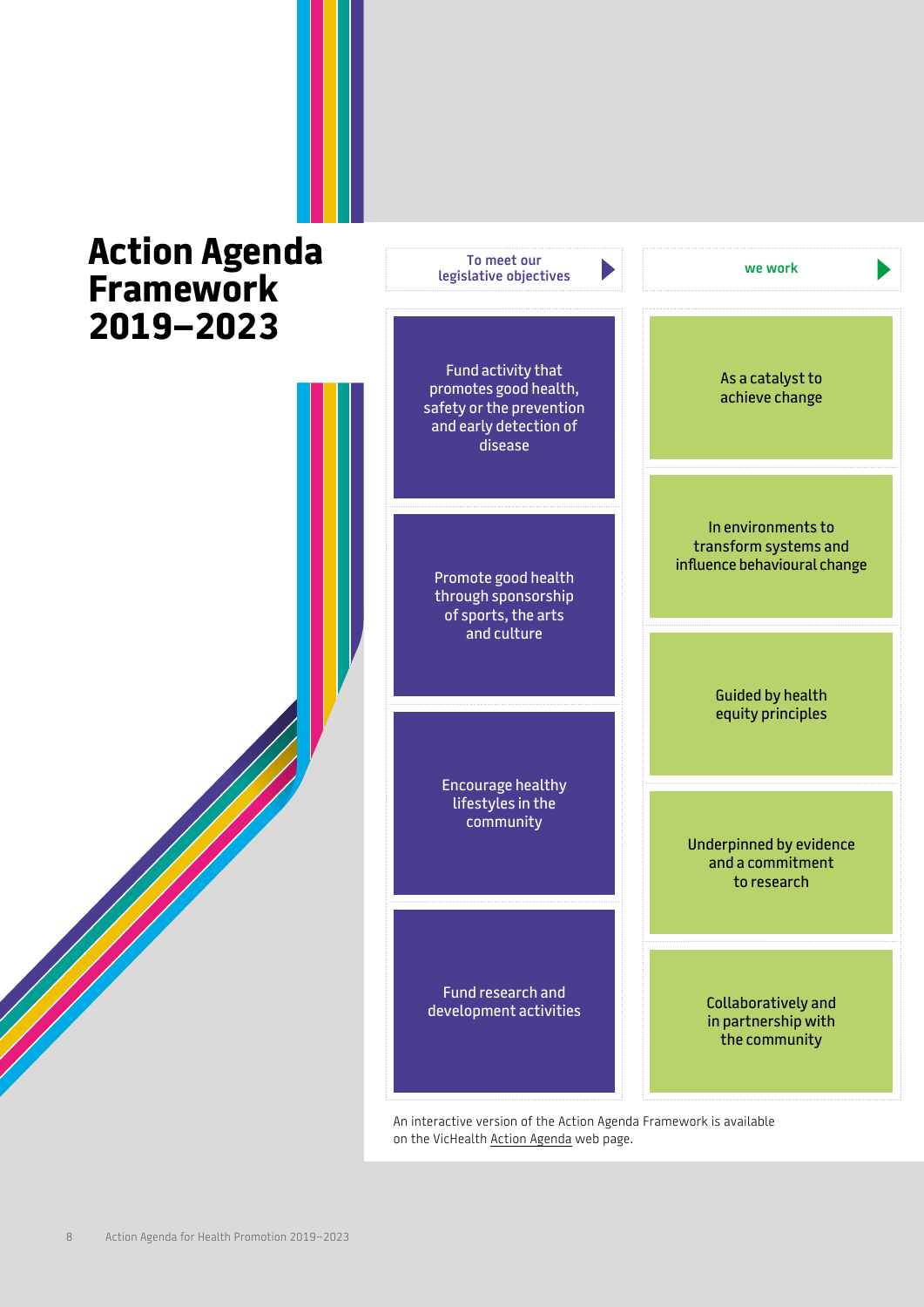# Action Agenda Framework 2019–2023

| To meet our legislative objectives | we work |
| --- | --- |
| Fund activity that promotes good health, safety or the prevention and early detection of disease | As a catalyst to achieve change |
| Promote good health through sponsorship of sports, the arts and culture | In environments to transform systems and influence behavioural change |
| Encourage healthy lifestyles in the community | Guided by health equity principles |
| Fund research and development activities | Underpinned by evidence and a commitment to research |
| | Collaboratively and in partnership with the community |

An interactive version of the Action Agenda Framework is available on the VicHealth Action Agenda web page.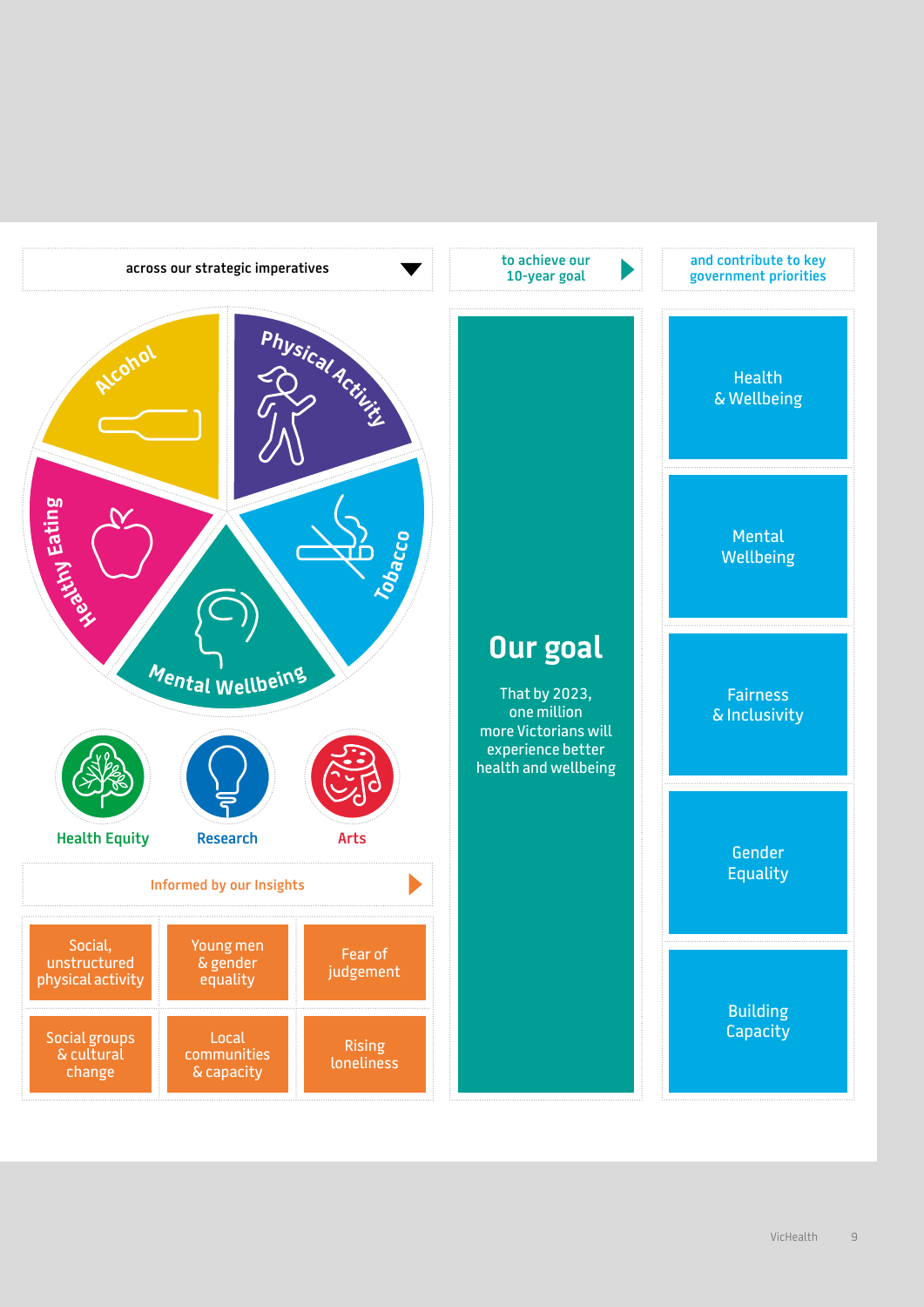across our strategic imperatives

Alcohol

Physical Activity

Healthy Eating

Tobacco

Mental Wellbeing

Health Equity

Research

Arts

Informed by our Insights

Social, unstructured physical activity

Young men & gender equality

Fear of judgement

Social groups & cultural change

Local communities & capacity

Rising loneliness

to achieve our 10-year goal

## Our goal

That by 2023, one million more Victorians will experience better health and wellbeing

and contribute to key government priorities

Health & Wellbeing

Mental Wellbeing

Fairness & Inclusivity

Gender Equality

Building Capacity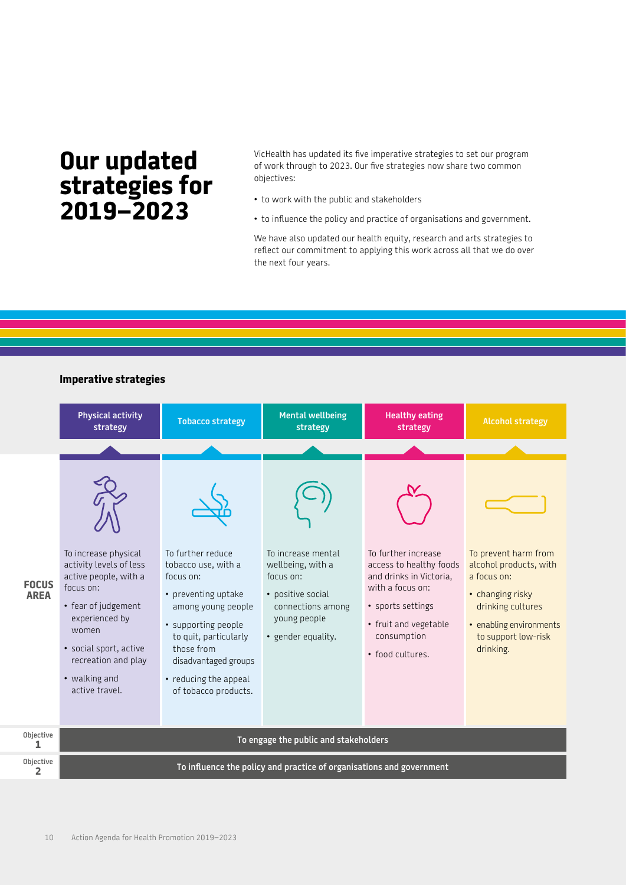# Our updated strategies for 2019–2023

VicHealth has updated its five imperative strategies to set our program of work through to 2023. Our five strategies now share two common objectives:

- to work with the public and stakeholders
- to influence the policy and practice of organisations and government.

We have also updated our health equity, research and arts strategies to reflect our commitment to applying this work across all that we do over the next four years.

### Imperative strategies

| | Physical activity strategy | Tobacco strategy | Mental wellbeing strategy | Healthy eating strategy | Alcohol strategy |
|---|---|---|---|---|---|
| **FOCUS AREA** | To increase physical activity levels of less active people, with a focus on:<br>• fear of judgement experienced by women<br>• social sport, active recreation and play<br>• walking and active travel. | To further reduce tobacco use, with a focus on:<br>• preventing uptake among young people<br>• supporting people to quit, particularly those from disadvantaged groups<br>• reducing the appeal of tobacco products. | To increase mental wellbeing, with a focus on:<br>• positive social connections among young people<br>• gender equality. | To further increase access to healthy foods and drinks in Victoria, with a focus on:<br>• sports settings<br>• fruit and vegetable consumption<br>• food cultures. | To prevent harm from alcohol products, with a focus on:<br>• changing risky drinking cultures<br>• enabling environments to support low-risk drinking. |
| **Objective 1** | To engage the public and stakeholders | | | | |
| **Objective 2** | To influence the policy and practice of organisations and government | | | | |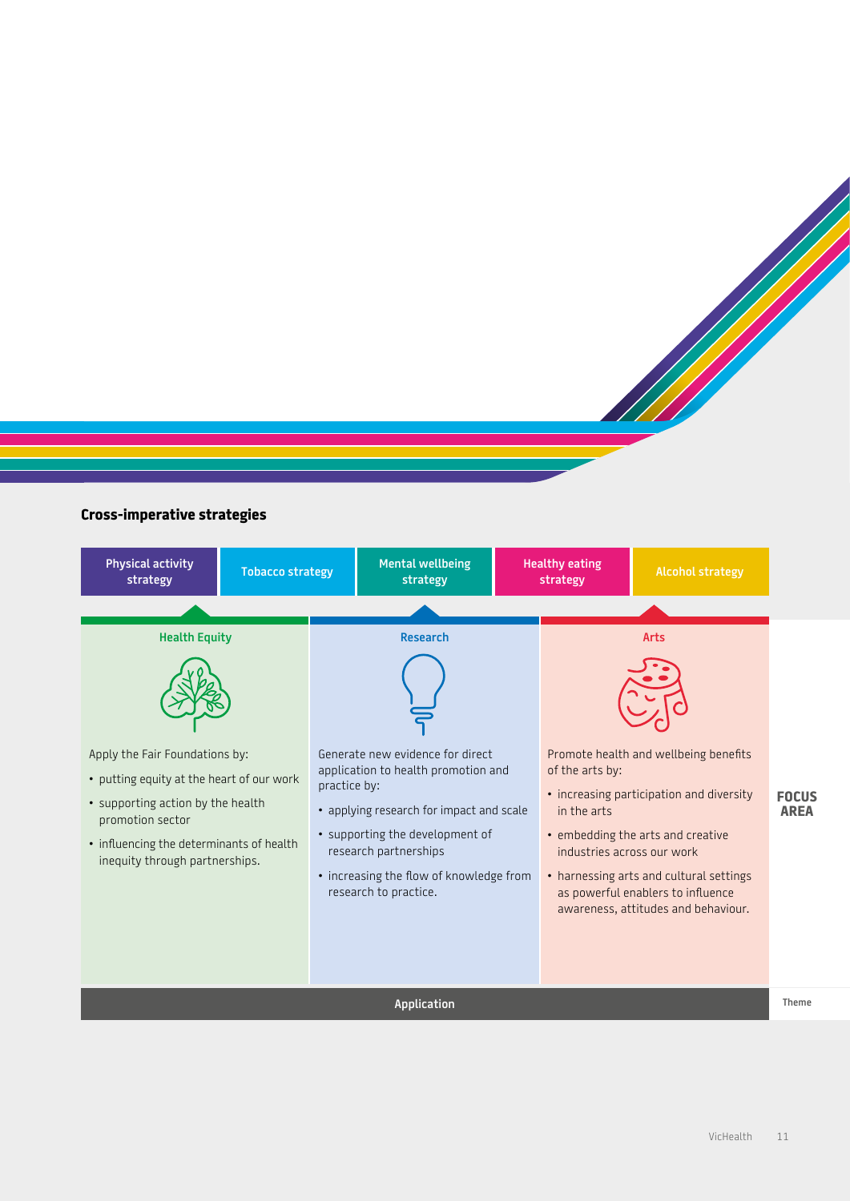## Cross-imperative strategies

Physical activity strategy | Tobacco strategy | Mental wellbeing strategy | Healthy eating strategy | Alcohol strategy

**FOCUS AREA**

### Health Equity

Apply the Fair Foundations by:

- putting equity at the heart of our work
- supporting action by the health promotion sector
- influencing the determinants of health inequity through partnerships.

### Research

Generate new evidence for direct application to health promotion and practice by:

- applying research for impact and scale
- supporting the development of research partnerships
- increasing the flow of knowledge from research to practice.

### Arts

Promote health and wellbeing benefits of the arts by:

- increasing participation and diversity in the arts
- embedding the arts and creative industries across our work
- harnessing arts and cultural settings as powerful enablers to influence awareness, attitudes and behaviour.

**Theme**

Application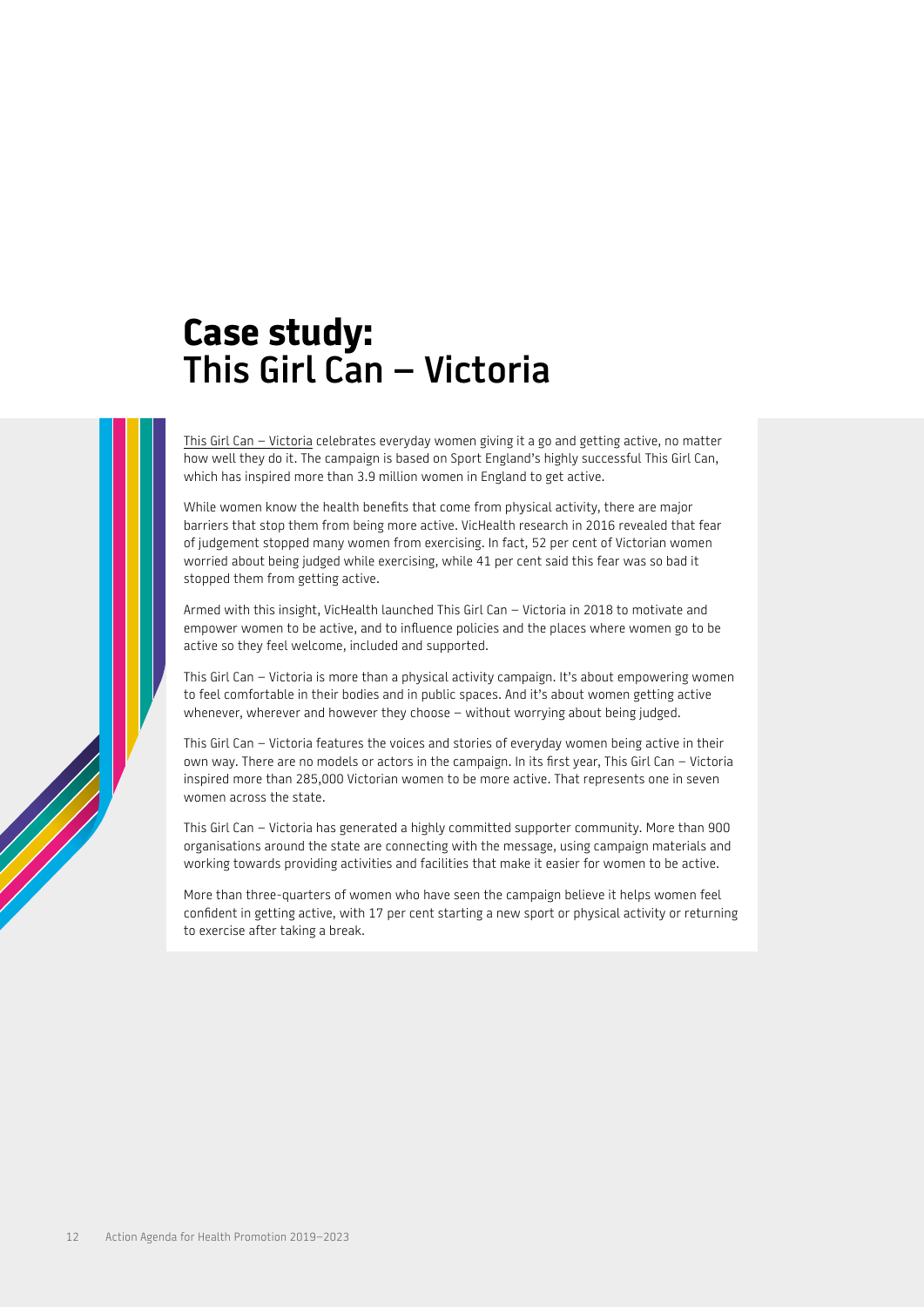# Case study: This Girl Can – Victoria

This Girl Can – Victoria celebrates everyday women giving it a go and getting active, no matter how well they do it. The campaign is based on Sport England's highly successful This Girl Can, which has inspired more than 3.9 million women in England to get active.

While women know the health benefits that come from physical activity, there are major barriers that stop them from being more active. VicHealth research in 2016 revealed that fear of judgement stopped many women from exercising. In fact, 52 per cent of Victorian women worried about being judged while exercising, while 41 per cent said this fear was so bad it stopped them from getting active.

Armed with this insight, VicHealth launched This Girl Can – Victoria in 2018 to motivate and empower women to be active, and to influence policies and the places where women go to be active so they feel welcome, included and supported.

This Girl Can – Victoria is more than a physical activity campaign. It's about empowering women to feel comfortable in their bodies and in public spaces. And it's about women getting active whenever, wherever and however they choose – without worrying about being judged.

This Girl Can – Victoria features the voices and stories of everyday women being active in their own way. There are no models or actors in the campaign. In its first year, This Girl Can – Victoria inspired more than 285,000 Victorian women to be more active. That represents one in seven women across the state.

This Girl Can – Victoria has generated a highly committed supporter community. More than 900 organisations around the state are connecting with the message, using campaign materials and working towards providing activities and facilities that make it easier for women to be active.

More than three-quarters of women who have seen the campaign believe it helps women feel confident in getting active, with 17 per cent starting a new sport or physical activity or returning to exercise after taking a break.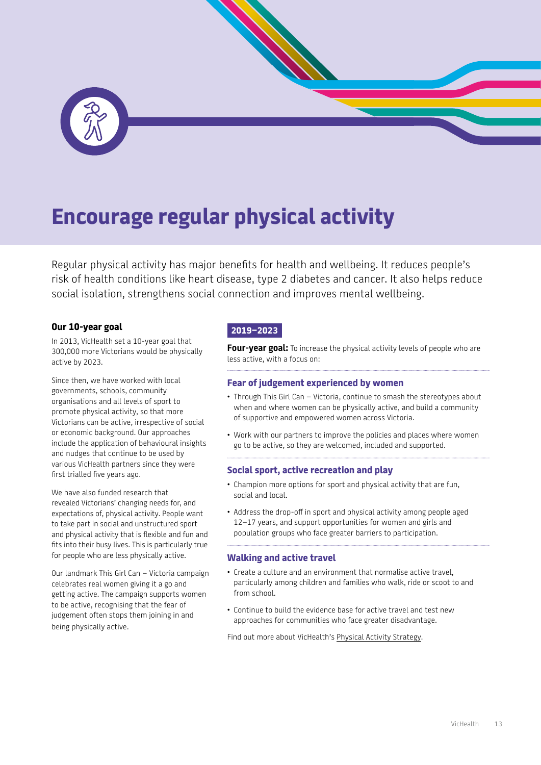# Encourage regular physical activity

Regular physical activity has major benefits for health and wellbeing. It reduces people's risk of health conditions like heart disease, type 2 diabetes and cancer. It also helps reduce social isolation, strengthens social connection and improves mental wellbeing.

### Our 10-year goal

In 2013, VicHealth set a 10-year goal that 300,000 more Victorians would be physically active by 2023.

Since then, we have worked with local governments, schools, community organisations and all levels of sport to promote physical activity, so that more Victorians can be active, irrespective of social or economic background. Our approaches include the application of behavioural insights and nudges that continue to be used by various VicHealth partners since they were first trialled five years ago.

We have also funded research that revealed Victorians' changing needs for, and expectations of, physical activity. People want to take part in social and unstructured sport and physical activity that is flexible and fun and fits into their busy lives. This is particularly true for people who are less physically active.

Our landmark This Girl Can – Victoria campaign celebrates real women giving it a go and getting active. The campaign supports women to be active, recognising that the fear of judgement often stops them joining in and being physically active.

### 2019–2023

**Four-year goal:** To increase the physical activity levels of people who are less active, with a focus on:

### Fear of judgement experienced by women

- Through This Girl Can – Victoria, continue to smash the stereotypes about when and where women can be physically active, and build a community of supportive and empowered women across Victoria.
- Work with our partners to improve the policies and places where women go to be active, so they are welcomed, included and supported.

### Social sport, active recreation and play

- Champion more options for sport and physical activity that are fun, social and local.
- Address the drop-off in sport and physical activity among people aged 12–17 years, and support opportunities for women and girls and population groups who face greater barriers to participation.

### Walking and active travel

- Create a culture and an environment that normalise active travel, particularly among children and families who walk, ride or scoot to and from school.
- Continue to build the evidence base for active travel and test new approaches for communities who face greater disadvantage.

Find out more about VicHealth's Physical Activity Strategy.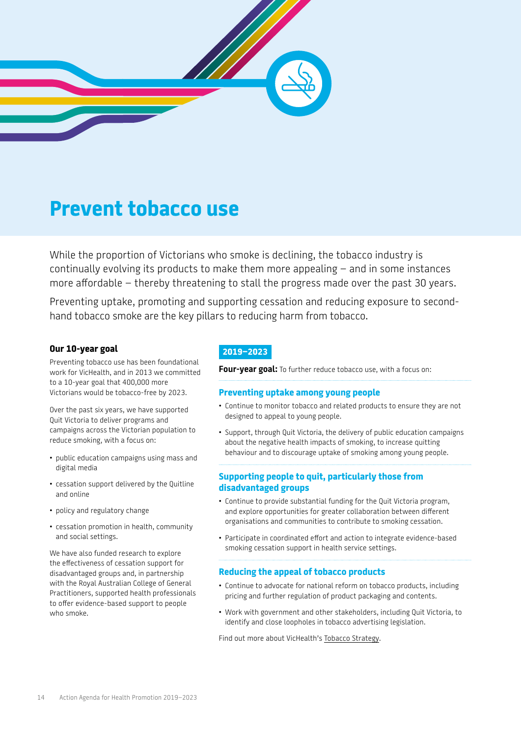# Prevent tobacco use

While the proportion of Victorians who smoke is declining, the tobacco industry is continually evolving its products to make them more appealing – and in some instances more affordable – thereby threatening to stall the progress made over the past 30 years.

Preventing uptake, promoting and supporting cessation and reducing exposure to second-hand tobacco smoke are the key pillars to reducing harm from tobacco.

### Our 10-year goal

Preventing tobacco use has been foundational work for VicHealth, and in 2013 we committed to a 10-year goal that 400,000 more Victorians would be tobacco-free by 2023.

Over the past six years, we have supported Quit Victoria to deliver programs and campaigns across the Victorian population to reduce smoking, with a focus on:

- public education campaigns using mass and digital media
- cessation support delivered by the Quitline and online
- policy and regulatory change
- cessation promotion in health, community and social settings.

We have also funded research to explore the effectiveness of cessation support for disadvantaged groups and, in partnership with the Royal Australian College of General Practitioners, supported health professionals to offer evidence-based support to people who smoke.

### 2019–2023

**Four-year goal:** To further reduce tobacco use, with a focus on:

#### Preventing uptake among young people

- Continue to monitor tobacco and related products to ensure they are not designed to appeal to young people.
- Support, through Quit Victoria, the delivery of public education campaigns about the negative health impacts of smoking, to increase quitting behaviour and to discourage uptake of smoking among young people.

#### Supporting people to quit, particularly those from disadvantaged groups

- Continue to provide substantial funding for the Quit Victoria program, and explore opportunities for greater collaboration between different organisations and communities to contribute to smoking cessation.
- Participate in coordinated effort and action to integrate evidence-based smoking cessation support in health service settings.

#### Reducing the appeal of tobacco products

- Continue to advocate for national reform on tobacco products, including pricing and further regulation of product packaging and contents.
- Work with government and other stakeholders, including Quit Victoria, to identify and close loopholes in tobacco advertising legislation.

Find out more about VicHealth's Tobacco Strategy.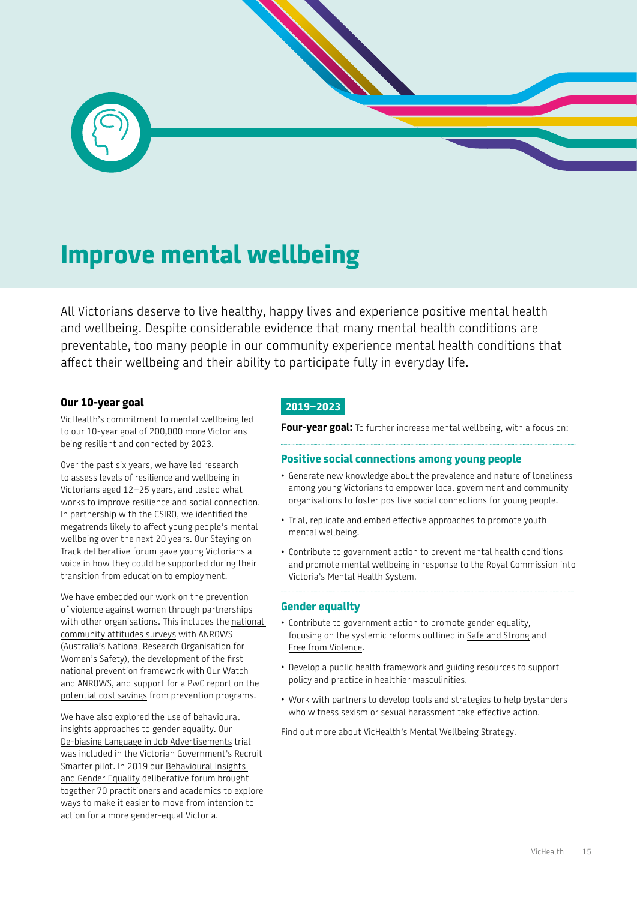# Improve mental wellbeing

All Victorians deserve to live healthy, happy lives and experience positive mental health and wellbeing. Despite considerable evidence that many mental health conditions are preventable, too many people in our community experience mental health conditions that affect their wellbeing and their ability to participate fully in everyday life.

### Our 10-year goal

VicHealth's commitment to mental wellbeing led to our 10-year goal of 200,000 more Victorians being resilient and connected by 2023.

Over the past six years, we have led research to assess levels of resilience and wellbeing in Victorians aged 12–25 years, and tested what works to improve resilience and social connection. In partnership with the CSIRO, we identified the megatrends likely to affect young people's mental wellbeing over the next 20 years. Our Staying on Track deliberative forum gave young Victorians a voice in how they could be supported during their transition from education to employment.

We have embedded our work on the prevention of violence against women through partnerships with other organisations. This includes the national community attitudes surveys with ANROWS (Australia's National Research Organisation for Women's Safety), the development of the first national prevention framework with Our Watch and ANROWS, and support for a PwC report on the potential cost savings from prevention programs.

We have also explored the use of behavioural insights approaches to gender equality. Our De-biasing Language in Job Advertisements trial was included in the Victorian Government's Recruit Smarter pilot. In 2019 our Behavioural Insights and Gender Equality deliberative forum brought together 70 practitioners and academics to explore ways to make it easier to move from intention to action for a more gender-equal Victoria.

### 2019–2023

**Four-year goal:** To further increase mental wellbeing, with a focus on:

#### Positive social connections among young people

- Generate new knowledge about the prevalence and nature of loneliness among young Victorians to empower local government and community organisations to foster positive social connections for young people.
- Trial, replicate and embed effective approaches to promote youth mental wellbeing.
- Contribute to government action to prevent mental health conditions and promote mental wellbeing in response to the Royal Commission into Victoria's Mental Health System.

#### Gender equality

- Contribute to government action to promote gender equality, focusing on the systemic reforms outlined in Safe and Strong and Free from Violence.
- Develop a public health framework and guiding resources to support policy and practice in healthier masculinities.
- Work with partners to develop tools and strategies to help bystanders who witness sexism or sexual harassment take effective action.

Find out more about VicHealth's Mental Wellbeing Strategy.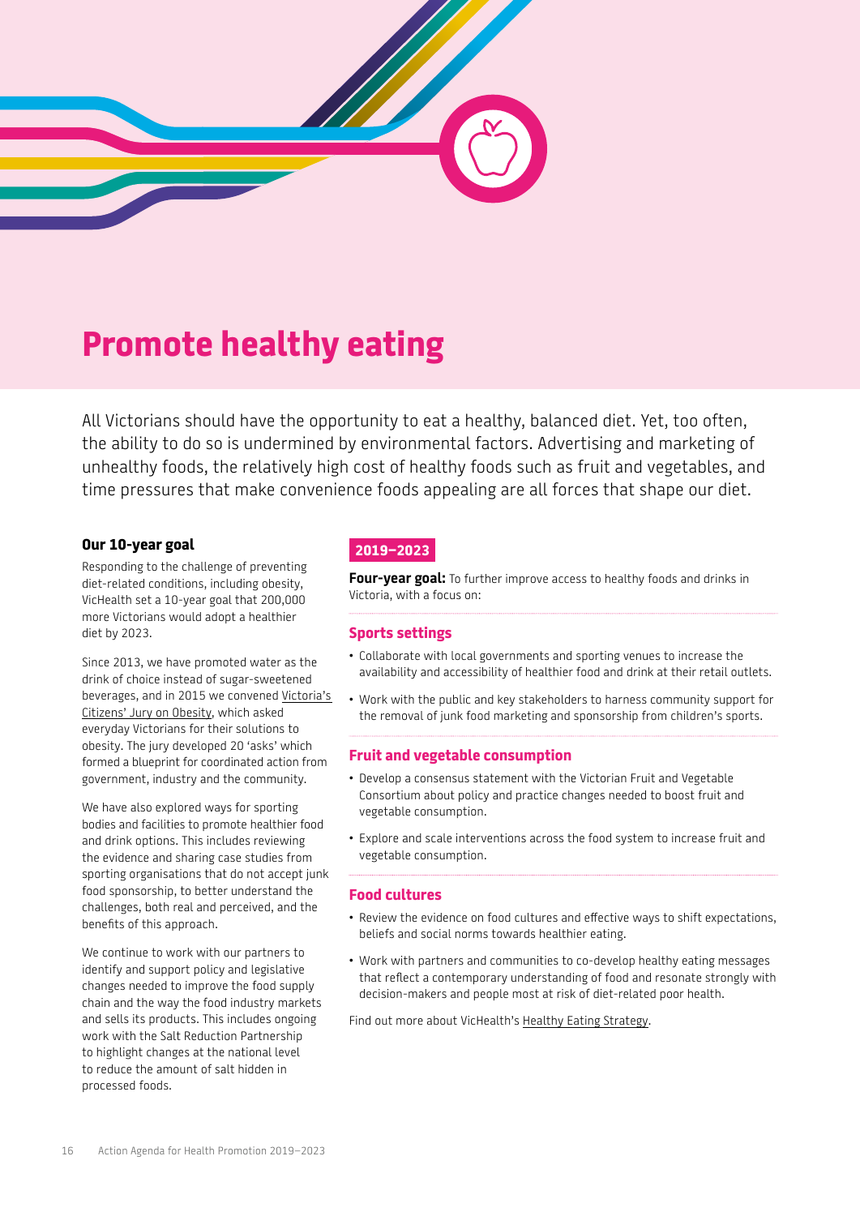# Promote healthy eating

All Victorians should have the opportunity to eat a healthy, balanced diet. Yet, too often, the ability to do so is undermined by environmental factors. Advertising and marketing of unhealthy foods, the relatively high cost of healthy foods such as fruit and vegetables, and time pressures that make convenience foods appealing are all forces that shape our diet.

### Our 10-year goal

Responding to the challenge of preventing diet-related conditions, including obesity, VicHealth set a 10-year goal that 200,000 more Victorians would adopt a healthier diet by 2023.

Since 2013, we have promoted water as the drink of choice instead of sugar-sweetened beverages, and in 2015 we convened Victoria's Citizens' Jury on Obesity, which asked everyday Victorians for their solutions to obesity. The jury developed 20 'asks' which formed a blueprint for coordinated action from government, industry and the community.

We have also explored ways for sporting bodies and facilities to promote healthier food and drink options. This includes reviewing the evidence and sharing case studies from sporting organisations that do not accept junk food sponsorship, to better understand the challenges, both real and perceived, and the benefits of this approach.

We continue to work with our partners to identify and support policy and legislative changes needed to improve the food supply chain and the way the food industry markets and sells its products. This includes ongoing work with the Salt Reduction Partnership to highlight changes at the national level to reduce the amount of salt hidden in processed foods.

### 2019–2023

**Four-year goal:** To further improve access to healthy foods and drinks in Victoria, with a focus on:

#### Sports settings

- Collaborate with local governments and sporting venues to increase the availability and accessibility of healthier food and drink at their retail outlets.
- Work with the public and key stakeholders to harness community support for the removal of junk food marketing and sponsorship from children's sports.

#### Fruit and vegetable consumption

- Develop a consensus statement with the Victorian Fruit and Vegetable Consortium about policy and practice changes needed to boost fruit and vegetable consumption.
- Explore and scale interventions across the food system to increase fruit and vegetable consumption.

#### Food cultures

- Review the evidence on food cultures and effective ways to shift expectations, beliefs and social norms towards healthier eating.
- Work with partners and communities to co-develop healthy eating messages that reflect a contemporary understanding of food and resonate strongly with decision-makers and people most at risk of diet-related poor health.

Find out more about VicHealth's Healthy Eating Strategy.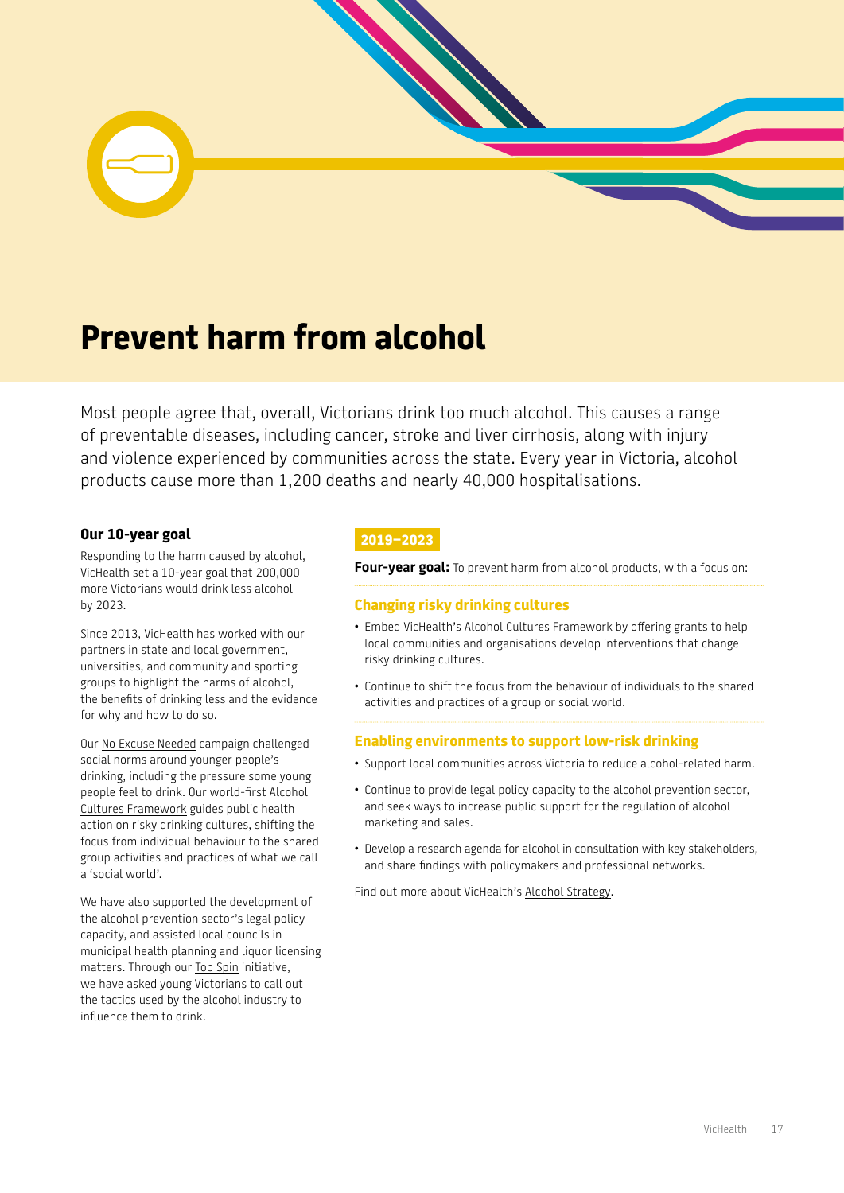# Prevent harm from alcohol

Most people agree that, overall, Victorians drink too much alcohol. This causes a range of preventable diseases, including cancer, stroke and liver cirrhosis, along with injury and violence experienced by communities across the state. Every year in Victoria, alcohol products cause more than 1,200 deaths and nearly 40,000 hospitalisations.

### Our 10-year goal

Responding to the harm caused by alcohol, VicHealth set a 10-year goal that 200,000 more Victorians would drink less alcohol by 2023.

Since 2013, VicHealth has worked with our partners in state and local government, universities, and community and sporting groups to highlight the harms of alcohol, the benefits of drinking less and the evidence for why and how to do so.

Our No Excuse Needed campaign challenged social norms around younger people's drinking, including the pressure some young people feel to drink. Our world-first Alcohol Cultures Framework guides public health action on risky drinking cultures, shifting the focus from individual behaviour to the shared group activities and practices of what we call a 'social world'.

We have also supported the development of the alcohol prevention sector's legal policy capacity, and assisted local councils in municipal health planning and liquor licensing matters. Through our Top Spin initiative, we have asked young Victorians to call out the tactics used by the alcohol industry to influence them to drink.

### 2019–2023

**Four-year goal:** To prevent harm from alcohol products, with a focus on:

#### Changing risky drinking cultures

- Embed VicHealth's Alcohol Cultures Framework by offering grants to help local communities and organisations develop interventions that change risky drinking cultures.
- Continue to shift the focus from the behaviour of individuals to the shared activities and practices of a group or social world.

#### Enabling environments to support low-risk drinking

- Support local communities across Victoria to reduce alcohol-related harm.
- Continue to provide legal policy capacity to the alcohol prevention sector, and seek ways to increase public support for the regulation of alcohol marketing and sales.
- Develop a research agenda for alcohol in consultation with key stakeholders, and share findings with policymakers and professional networks.

Find out more about VicHealth's Alcohol Strategy.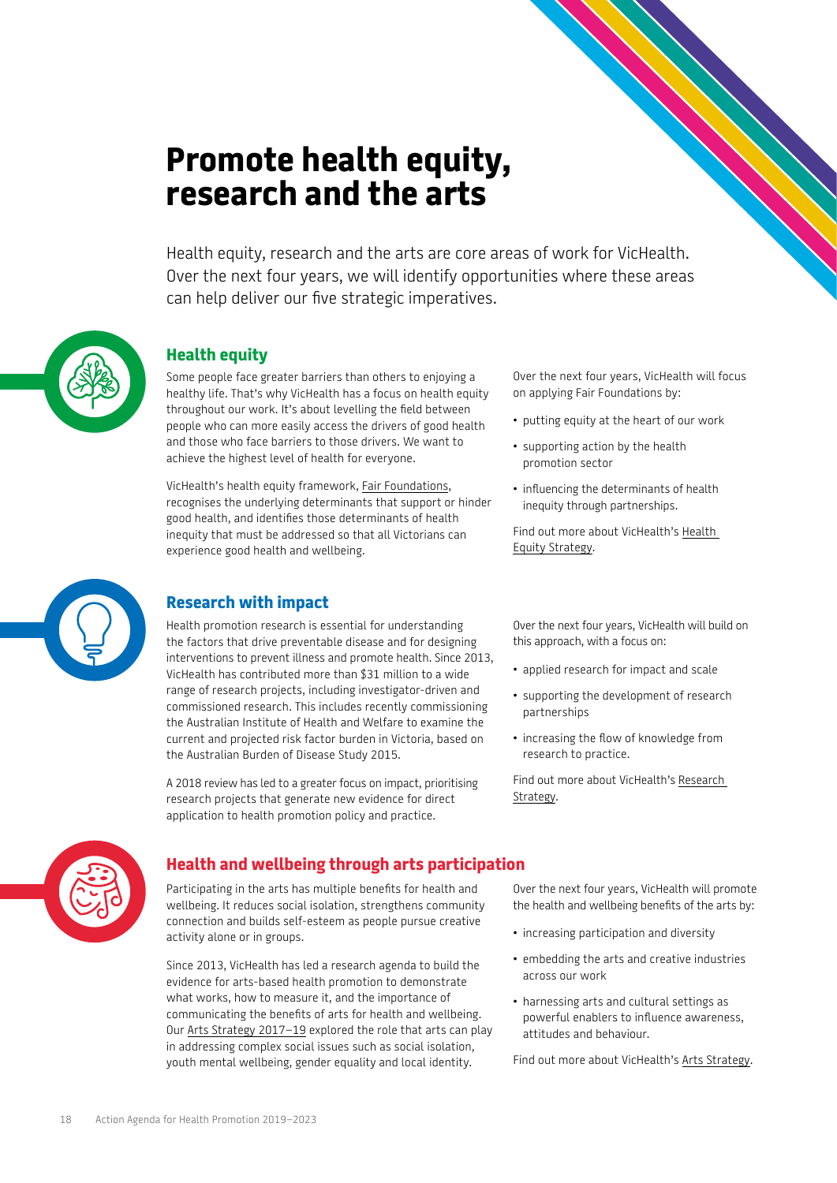# Promote health equity, research and the arts

Health equity, research and the arts are core areas of work for VicHealth. Over the next four years, we will identify opportunities where these areas can help deliver our five strategic imperatives.

## Health equity

Some people face greater barriers than others to enjoying a healthy life. That's why VicHealth has a focus on health equity throughout our work. It's about levelling the field between people who can more easily access the drivers of good health and those who face barriers to those drivers. We want to achieve the highest level of health for everyone.

VicHealth's health equity framework, Fair Foundations, recognises the underlying determinants that support or hinder good health, and identifies those determinants of health inequity that must be addressed so that all Victorians can experience good health and wellbeing.

Over the next four years, VicHealth will focus on applying Fair Foundations by:

- putting equity at the heart of our work
- supporting action by the health promotion sector
- influencing the determinants of health inequity through partnerships.

Find out more about VicHealth's Health Equity Strategy.

## Research with impact

Health promotion research is essential for understanding the factors that drive preventable disease and for designing interventions to prevent illness and promote health. Since 2013, VicHealth has contributed more than $31 million to a wide range of research projects, including investigator-driven and commissioned research. This includes recently commissioning the Australian Institute of Health and Welfare to examine the current and projected risk factor burden in Victoria, based on the Australian Burden of Disease Study 2015.

A 2018 review has led to a greater focus on impact, prioritising research projects that generate new evidence for direct application to health promotion policy and practice.

Over the next four years, VicHealth will build on this approach, with a focus on:

- applied research for impact and scale
- supporting the development of research partnerships
- increasing the flow of knowledge from research to practice.

Find out more about VicHealth's Research Strategy.

## Health and wellbeing through arts participation

Participating in the arts has multiple benefits for health and wellbeing. It reduces social isolation, strengthens community connection and builds self-esteem as people pursue creative activity alone or in groups.

Since 2013, VicHealth has led a research agenda to build the evidence for arts-based health promotion to demonstrate what works, how to measure it, and the importance of communicating the benefits of arts for health and wellbeing. Our Arts Strategy 2017–19 explored the role that arts can play in addressing complex social issues such as social isolation, youth mental wellbeing, gender equality and local identity.

Over the next four years, VicHealth will promote the health and wellbeing benefits of the arts by:

- increasing participation and diversity
- embedding the arts and creative industries across our work
- harnessing arts and cultural settings as powerful enablers to influence awareness, attitudes and behaviour.

Find out more about VicHealth's Arts Strategy.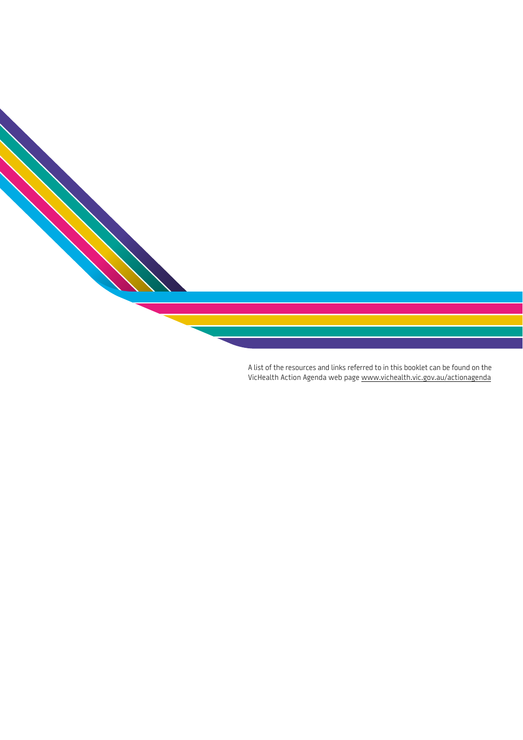A list of the resources and links referred to in this booklet can be found on the VicHealth Action Agenda web page www.vichealth.vic.gov.au/actionagenda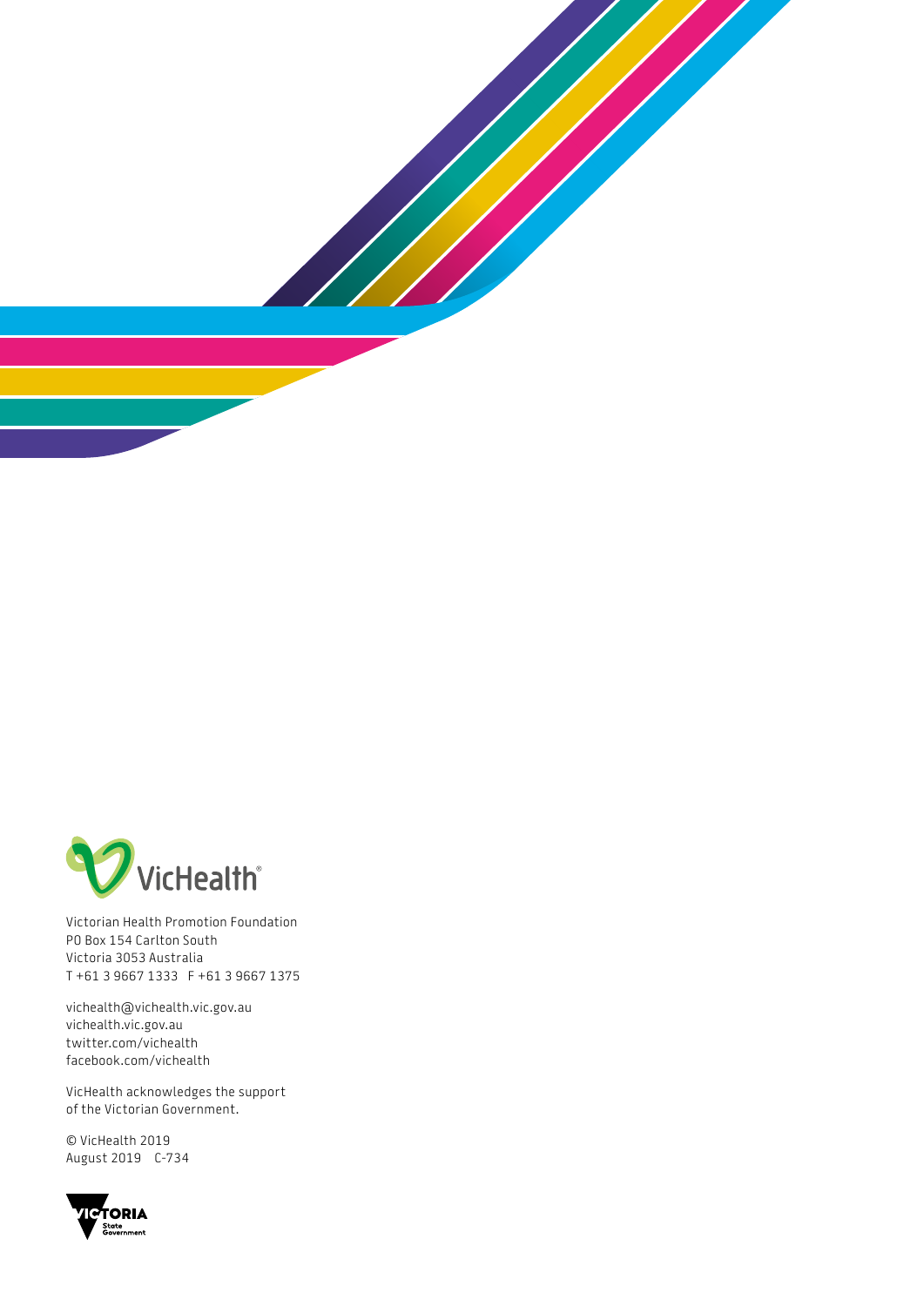VicHealth

Victorian Health Promotion Foundation
PO Box 154 Carlton South
Victoria 3053 Australia
T +61 3 9667 1333 F +61 3 9667 1375

vichealth@vichealth.vic.gov.au
vichealth.vic.gov.au
twitter.com/vichealth
facebook.com/vichealth

VicHealth acknowledges the support of the Victorian Government.

© VicHealth 2019
August 2019 C-734

VICTORIA State Government